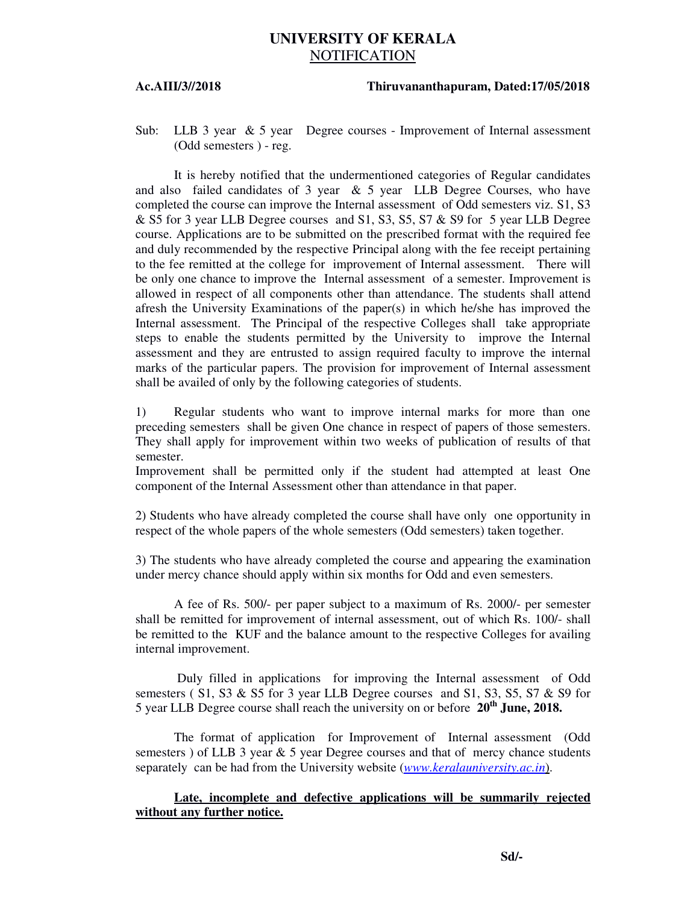# UNIVERSITY OF KERALA

## NOTIFICATION

**Ac.AIII/3//2018** **Thiruvananthapuram, Dated:17/05/2018**

Sub: LLB 3 year & 5 year Degree courses - Improvement of Internal assessment (Odd semesters ) - reg.

It is hereby notified that the undermentioned categories of Regular candidates and also failed candidates of 3 year & 5 year LLB Degree Courses, who have completed the course can improve the Internal assessment of Odd semesters viz. S1, S3 & S5 for 3 year LLB Degree courses and S1, S3, S5, S7 & S9 for 5 year LLB Degree course. Applications are to be submitted on the prescribed format with the required fee and duly recommended by the respective Principal along with the fee receipt pertaining to the fee remitted at the college for improvement of Internal assessment. There will be only one chance to improve the Internal assessment of a semester. Improvement is allowed in respect of all components other than attendance. The students shall attend afresh the University Examinations of the paper(s) in which he/she has improved the Internal assessment. The Principal of the respective Colleges shall take appropriate steps to enable the students permitted by the University to improve the Internal assessment and they are entrusted to assign required faculty to improve the internal marks of the particular papers. The provision for improvement of Internal assessment shall be availed of only by the following categories of students.

1) Regular students who want to improve internal marks for more than one preceding semesters shall be given One chance in respect of papers of those semesters. They shall apply for improvement within two weeks of publication of results of that semester.
Improvement shall be permitted only if the student had attempted at least One component of the Internal Assessment other than attendance in that paper.

2) Students who have already completed the course shall have only one opportunity in respect of the whole papers of the whole semesters (Odd semesters) taken together.

3) The students who have already completed the course and appearing the examination under mercy chance should apply within six months for Odd and even semesters.

A fee of Rs. 500/- per paper subject to a maximum of Rs. 2000/- per semester shall be remitted for improvement of internal assessment, out of which Rs. 100/- shall be remitted to the KUF and the balance amount to the respective Colleges for availing internal improvement.

Duly filled in applications for improving the Internal assessment of Odd semesters ( S1, S3 & S5 for 3 year LLB Degree courses and S1, S3, S5, S7 & S9 for 5 year LLB Degree course shall reach the university on or before **20th June, 2018.**

The format of application for Improvement of Internal assessment (Odd semesters ) of LLB 3 year & 5 year Degree courses and that of mercy chance students separately can be had from the University website (*www.keralauniversity.ac.in*).

**Late, incomplete and defective applications will be summarily rejected without any further notice.**

**Sd/-**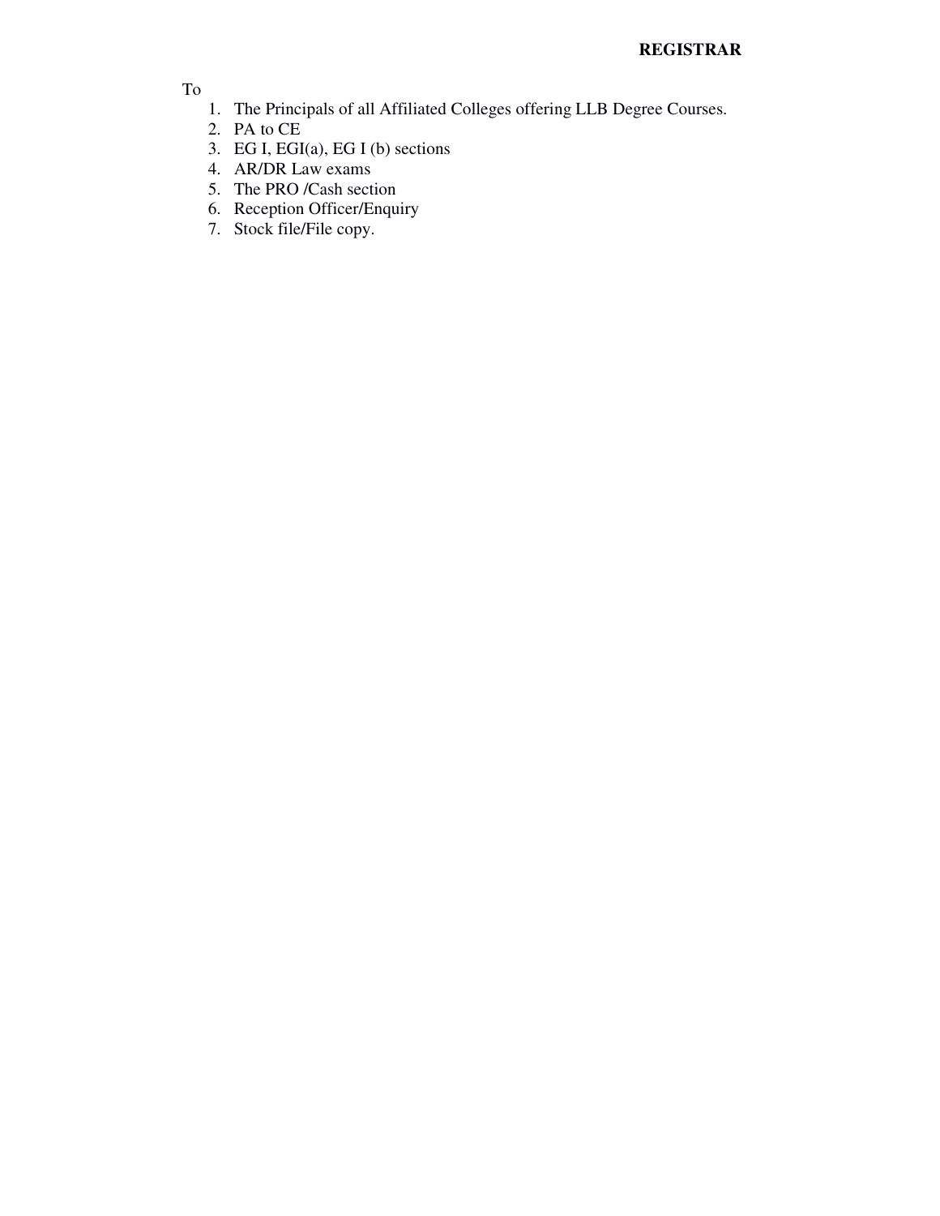**REGISTRAR**

To

1. The Principals of all Affiliated Colleges offering LLB Degree Courses.
2. PA to CE
3. EG I, EGI(a), EG I (b) sections
4. AR/DR Law exams
5. The PRO /Cash section
6. Reception Officer/Enquiry
7. Stock file/File copy.